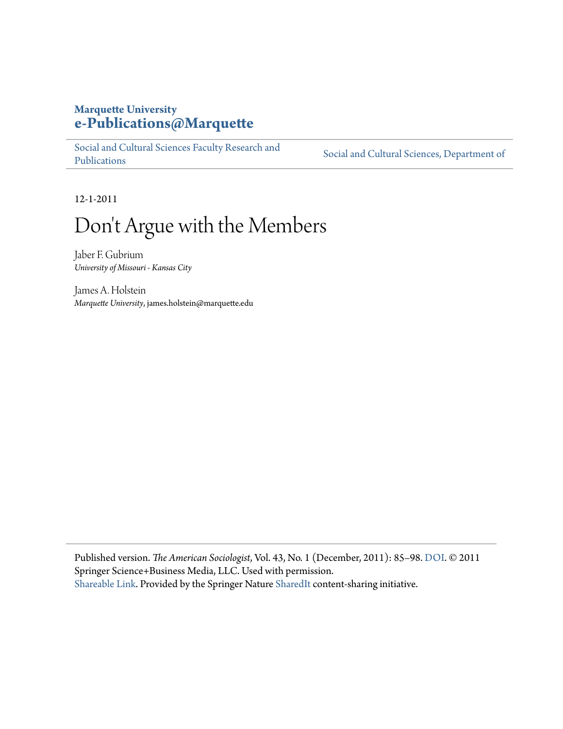**Marquette University**
**e-Publications@Marquette**

Social and Cultural Sciences Faculty Research and Publications | Social and Cultural Sciences, Department of

12-1-2011

# Don't Argue with the Members

Jaber F. Gubrium
*University of Missouri - Kansas City*

James A. Holstein
*Marquette University*, james.holstein@marquette.edu

Published version. *The American Sociologist*, Vol. 43, No. 1 (December, 2011): 85–98. DOI. © 2011 Springer Science+Business Media, LLC. Used with permission.
Shareable Link. Provided by the Springer Nature SharedIt content-sharing initiative.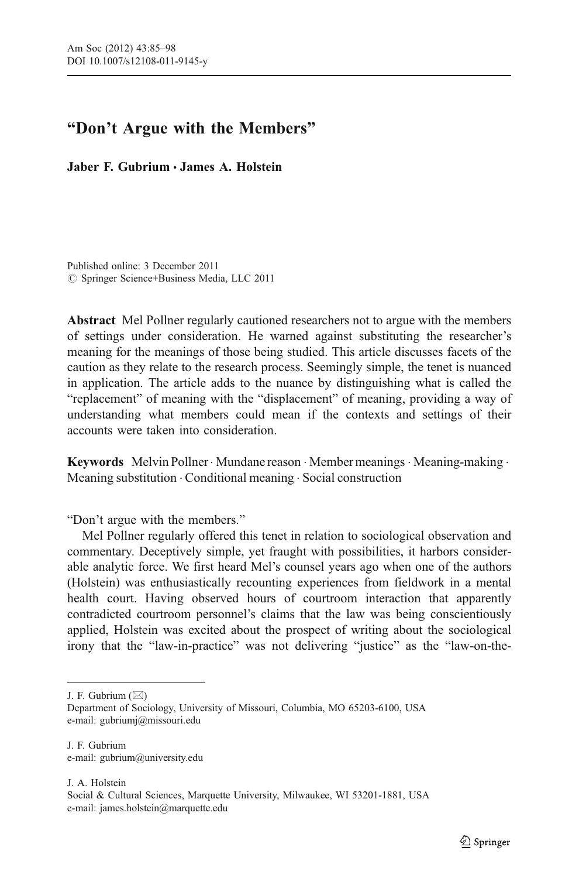# "Don't Argue with the Members"

**Jaber F. Gubrium · James A. Holstein**

Published online: 3 December 2011
© Springer Science+Business Media, LLC 2011

**Abstract** Mel Pollner regularly cautioned researchers not to argue with the members of settings under consideration. He warned against substituting the researcher's meaning for the meanings of those being studied. This article discusses facets of the caution as they relate to the research process. Seemingly simple, the tenet is nuanced in application. The article adds to the nuance by distinguishing what is called the "replacement" of meaning with the "displacement" of meaning, providing a way of understanding what members could mean if the contexts and settings of their accounts were taken into consideration.

**Keywords** Melvin Pollner · Mundane reason · Member meanings · Meaning-making · Meaning substitution · Conditional meaning · Social construction

"Don't argue with the members."

Mel Pollner regularly offered this tenet in relation to sociological observation and commentary. Deceptively simple, yet fraught with possibilities, it harbors considerable analytic force. We first heard Mel's counsel years ago when one of the authors (Holstein) was enthusiastically recounting experiences from fieldwork in a mental health court. Having observed hours of courtroom interaction that apparently contradicted courtroom personnel's claims that the law was being conscientiously applied, Holstein was excited about the prospect of writing about the sociological irony that the "law-in-practice" was not delivering "justice" as the "law-on-the-

---

J. F. Gubrium (✉)
Department of Sociology, University of Missouri, Columbia, MO 65203-6100, USA
e-mail: gubriumj@missouri.edu

J. F. Gubrium
e-mail: gubrium@university.edu

J. A. Holstein
Social & Cultural Sciences, Marquette University, Milwaukee, WI 53201-1881, USA
e-mail: james.holstein@marquette.edu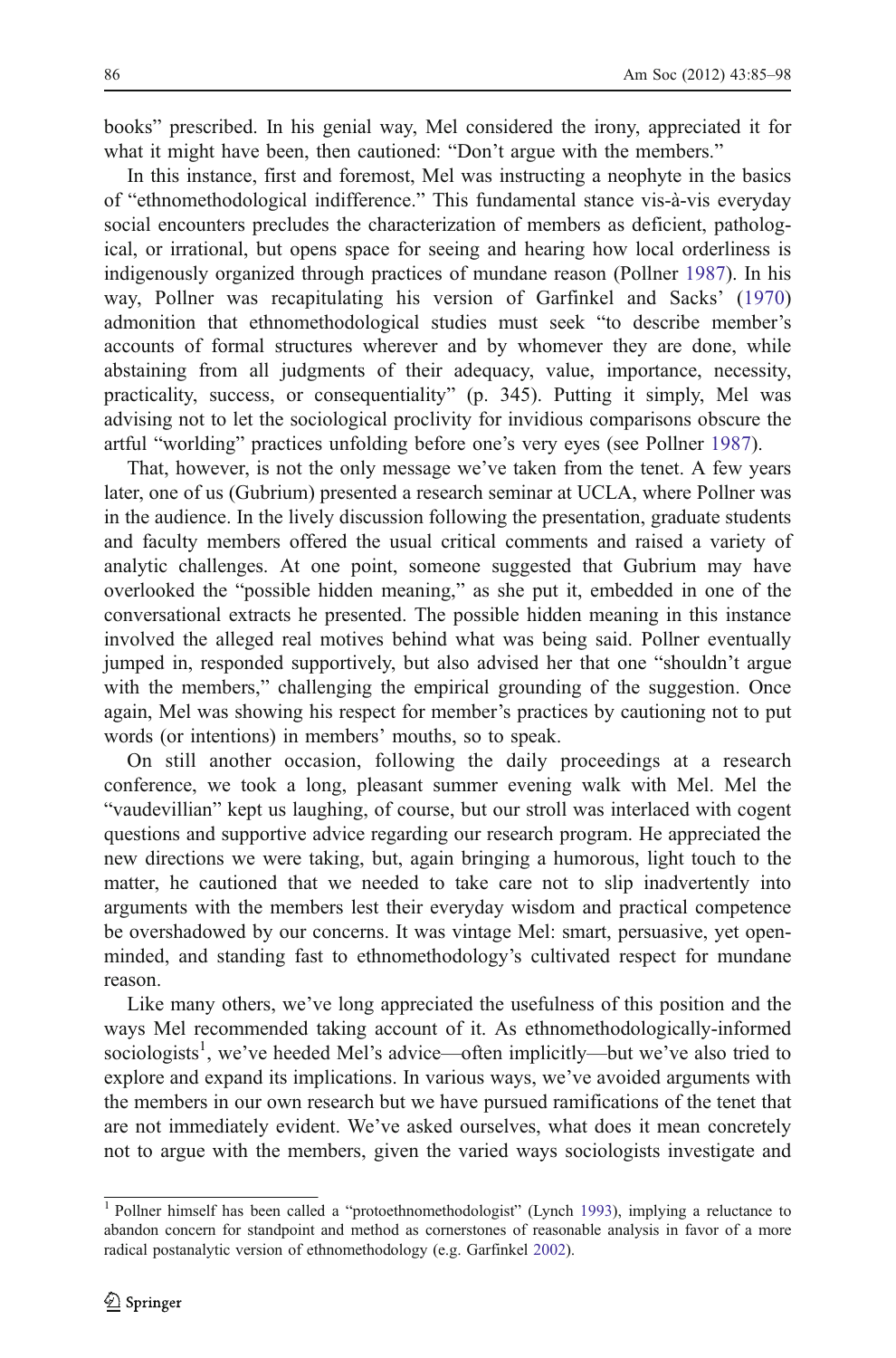books" prescribed. In his genial way, Mel considered the irony, appreciated it for what it might have been, then cautioned: "Don't argue with the members."

In this instance, first and foremost, Mel was instructing a neophyte in the basics of "ethnomethodological indifference." This fundamental stance vis-à-vis everyday social encounters precludes the characterization of members as deficient, pathological, or irrational, but opens space for seeing and hearing how local orderliness is indigenously organized through practices of mundane reason (Pollner 1987). In his way, Pollner was recapitulating his version of Garfinkel and Sacks' (1970) admonition that ethnomethodological studies must seek "to describe member's accounts of formal structures wherever and by whomever they are done, while abstaining from all judgments of their adequacy, value, importance, necessity, practicality, success, or consequentiality" (p. 345). Putting it simply, Mel was advising not to let the sociological proclivity for invidious comparisons obscure the artful "worlding" practices unfolding before one's very eyes (see Pollner 1987).

That, however, is not the only message we've taken from the tenet. A few years later, one of us (Gubrium) presented a research seminar at UCLA, where Pollner was in the audience. In the lively discussion following the presentation, graduate students and faculty members offered the usual critical comments and raised a variety of analytic challenges. At one point, someone suggested that Gubrium may have overlooked the "possible hidden meaning," as she put it, embedded in one of the conversational extracts he presented. The possible hidden meaning in this instance involved the alleged real motives behind what was being said. Pollner eventually jumped in, responded supportively, but also advised her that one "shouldn't argue with the members," challenging the empirical grounding of the suggestion. Once again, Mel was showing his respect for member's practices by cautioning not to put words (or intentions) in members' mouths, so to speak.

On still another occasion, following the daily proceedings at a research conference, we took a long, pleasant summer evening walk with Mel. Mel the "vaudevillian" kept us laughing, of course, but our stroll was interlaced with cogent questions and supportive advice regarding our research program. He appreciated the new directions we were taking, but, again bringing a humorous, light touch to the matter, he cautioned that we needed to take care not to slip inadvertently into arguments with the members lest their everyday wisdom and practical competence be overshadowed by our concerns. It was vintage Mel: smart, persuasive, yet open-minded, and standing fast to ethnomethodology's cultivated respect for mundane reason.

Like many others, we've long appreciated the usefulness of this position and the ways Mel recommended taking account of it. As ethnomethodologically-informed sociologists[1], we've heeded Mel's advice—often implicitly—but we've also tried to explore and expand its implications. In various ways, we've avoided arguments with the members in our own research but we have pursued ramifications of the tenet that are not immediately evident. We've asked ourselves, what does it mean concretely not to argue with the members, given the varied ways sociologists investigate and

[1] Pollner himself has been called a "protoethnomethodologist" (Lynch 1993), implying a reluctance to abandon concern for standpoint and method as cornerstones of reasonable analysis in favor of a more radical postanalytic version of ethnomethodology (e.g. Garfinkel 2002).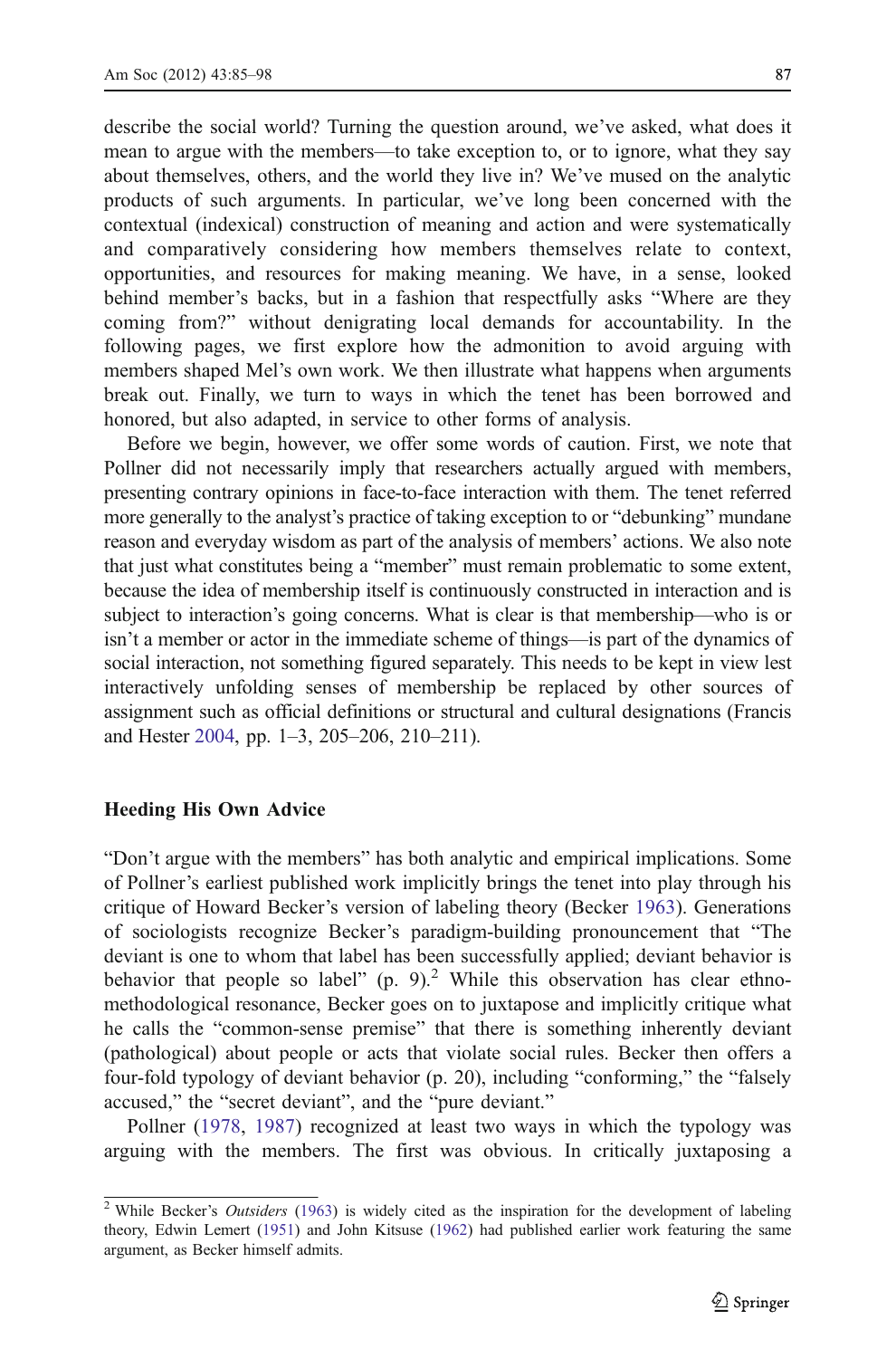describe the social world? Turning the question around, we've asked, what does it mean to argue with the members—to take exception to, or to ignore, what they say about themselves, others, and the world they live in? We've mused on the analytic products of such arguments. In particular, we've long been concerned with the contextual (indexical) construction of meaning and action and were systematically and comparatively considering how members themselves relate to context, opportunities, and resources for making meaning. We have, in a sense, looked behind member's backs, but in a fashion that respectfully asks "Where are they coming from?" without denigrating local demands for accountability. In the following pages, we first explore how the admonition to avoid arguing with members shaped Mel's own work. We then illustrate what happens when arguments break out. Finally, we turn to ways in which the tenet has been borrowed and honored, but also adapted, in service to other forms of analysis.

Before we begin, however, we offer some words of caution. First, we note that Pollner did not necessarily imply that researchers actually argued with members, presenting contrary opinions in face-to-face interaction with them. The tenet referred more generally to the analyst's practice of taking exception to or "debunking" mundane reason and everyday wisdom as part of the analysis of members' actions. We also note that just what constitutes being a "member" must remain problematic to some extent, because the idea of membership itself is continuously constructed in interaction and is subject to interaction's going concerns. What is clear is that membership—who is or isn't a member or actor in the immediate scheme of things—is part of the dynamics of social interaction, not something figured separately. This needs to be kept in view lest interactively unfolding senses of membership be replaced by other sources of assignment such as official definitions or structural and cultural designations (Francis and Hester 2004, pp. 1–3, 205–206, 210–211).

## Heeding His Own Advice

"Don't argue with the members" has both analytic and empirical implications. Some of Pollner's earliest published work implicitly brings the tenet into play through his critique of Howard Becker's version of labeling theory (Becker 1963). Generations of sociologists recognize Becker's paradigm-building pronouncement that "The deviant is one to whom that label has been successfully applied; deviant behavior is behavior that people so label" (p. 9).[2] While this observation has clear ethnomethodological resonance, Becker goes on to juxtapose and implicitly critique what he calls the "common-sense premise" that there is something inherently deviant (pathological) about people or acts that violate social rules. Becker then offers a four-fold typology of deviant behavior (p. 20), including "conforming," the "falsely accused," the "secret deviant", and the "pure deviant."

Pollner (1978, 1987) recognized at least two ways in which the typology was arguing with the members. The first was obvious. In critically juxtaposing a

[2] While Becker's *Outsiders* (1963) is widely cited as the inspiration for the development of labeling theory, Edwin Lemert (1951) and John Kitsuse (1962) had published earlier work featuring the same argument, as Becker himself admits.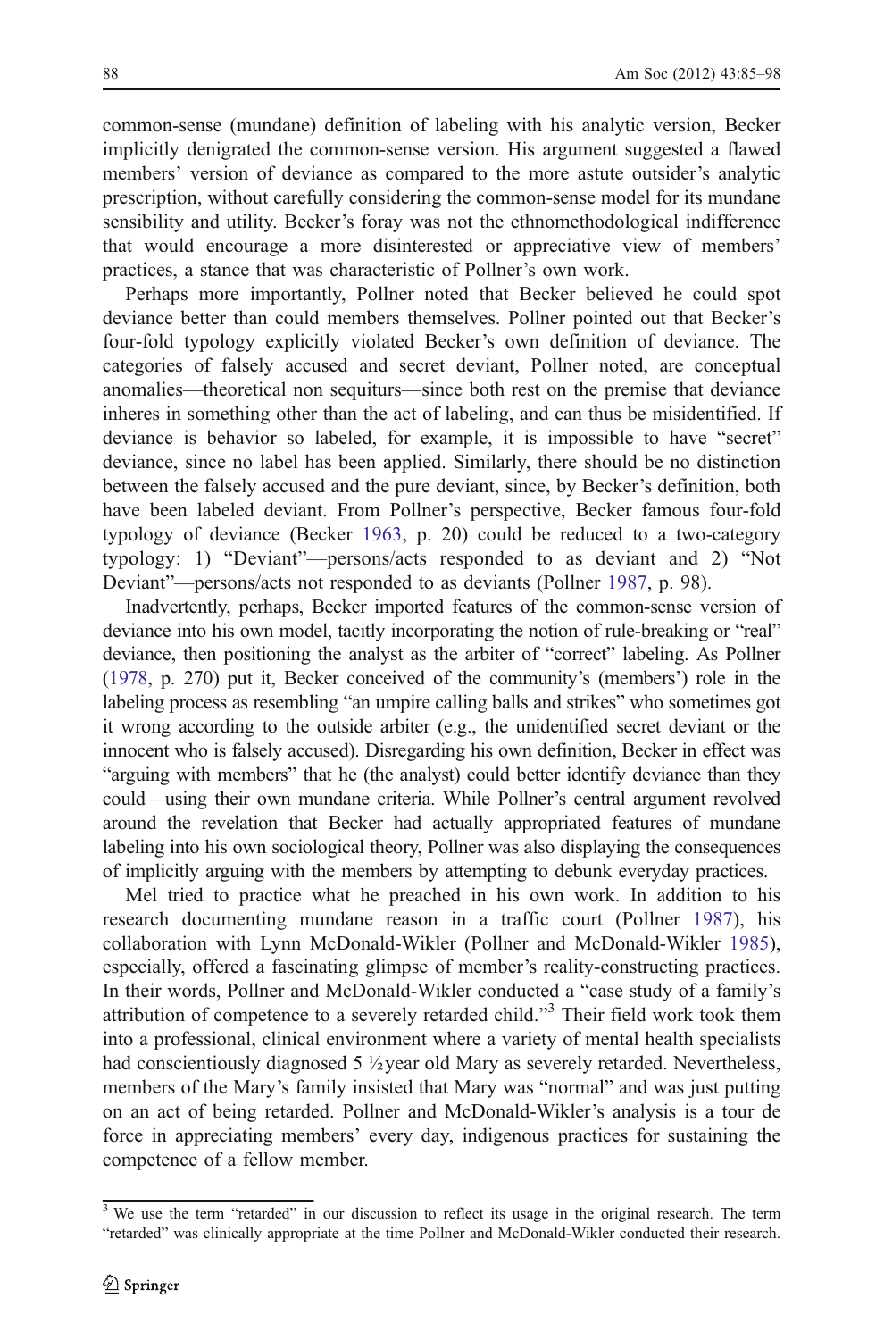common-sense (mundane) definition of labeling with his analytic version, Becker implicitly denigrated the common-sense version. His argument suggested a flawed members' version of deviance as compared to the more astute outsider's analytic prescription, without carefully considering the common-sense model for its mundane sensibility and utility. Becker's foray was not the ethnomethodological indifference that would encourage a more disinterested or appreciative view of members' practices, a stance that was characteristic of Pollner's own work.

Perhaps more importantly, Pollner noted that Becker believed he could spot deviance better than could members themselves. Pollner pointed out that Becker's four-fold typology explicitly violated Becker's own definition of deviance. The categories of falsely accused and secret deviant, Pollner noted, are conceptual anomalies—theoretical non sequiturs—since both rest on the premise that deviance inheres in something other than the act of labeling, and can thus be misidentified. If deviance is behavior so labeled, for example, it is impossible to have "secret" deviance, since no label has been applied. Similarly, there should be no distinction between the falsely accused and the pure deviant, since, by Becker's definition, both have been labeled deviant. From Pollner's perspective, Becker famous four-fold typology of deviance (Becker 1963, p. 20) could be reduced to a two-category typology: 1) "Deviant"—persons/acts responded to as deviant and 2) "Not Deviant"—persons/acts not responded to as deviants (Pollner 1987, p. 98).

Inadvertently, perhaps, Becker imported features of the common-sense version of deviance into his own model, tacitly incorporating the notion of rule-breaking or "real" deviance, then positioning the analyst as the arbiter of "correct" labeling. As Pollner (1978, p. 270) put it, Becker conceived of the community's (members') role in the labeling process as resembling "an umpire calling balls and strikes" who sometimes got it wrong according to the outside arbiter (e.g., the unidentified secret deviant or the innocent who is falsely accused). Disregarding his own definition, Becker in effect was "arguing with members" that he (the analyst) could better identify deviance than they could—using their own mundane criteria. While Pollner's central argument revolved around the revelation that Becker had actually appropriated features of mundane labeling into his own sociological theory, Pollner was also displaying the consequences of implicitly arguing with the members by attempting to debunk everyday practices.

Mel tried to practice what he preached in his own work. In addition to his research documenting mundane reason in a traffic court (Pollner 1987), his collaboration with Lynn McDonald-Wikler (Pollner and McDonald-Wikler 1985), especially, offered a fascinating glimpse of member's reality-constructing practices. In their words, Pollner and McDonald-Wikler conducted a "case study of a family's attribution of competence to a severely retarded child."[3] Their field work took them into a professional, clinical environment where a variety of mental health specialists had conscientiously diagnosed 5 ½ year old Mary as severely retarded. Nevertheless, members of the Mary's family insisted that Mary was "normal" and was just putting on an act of being retarded. Pollner and McDonald-Wikler's analysis is a tour de force in appreciating members' every day, indigenous practices for sustaining the competence of a fellow member.

[3] We use the term "retarded" in our discussion to reflect its usage in the original research. The term "retarded" was clinically appropriate at the time Pollner and McDonald-Wikler conducted their research.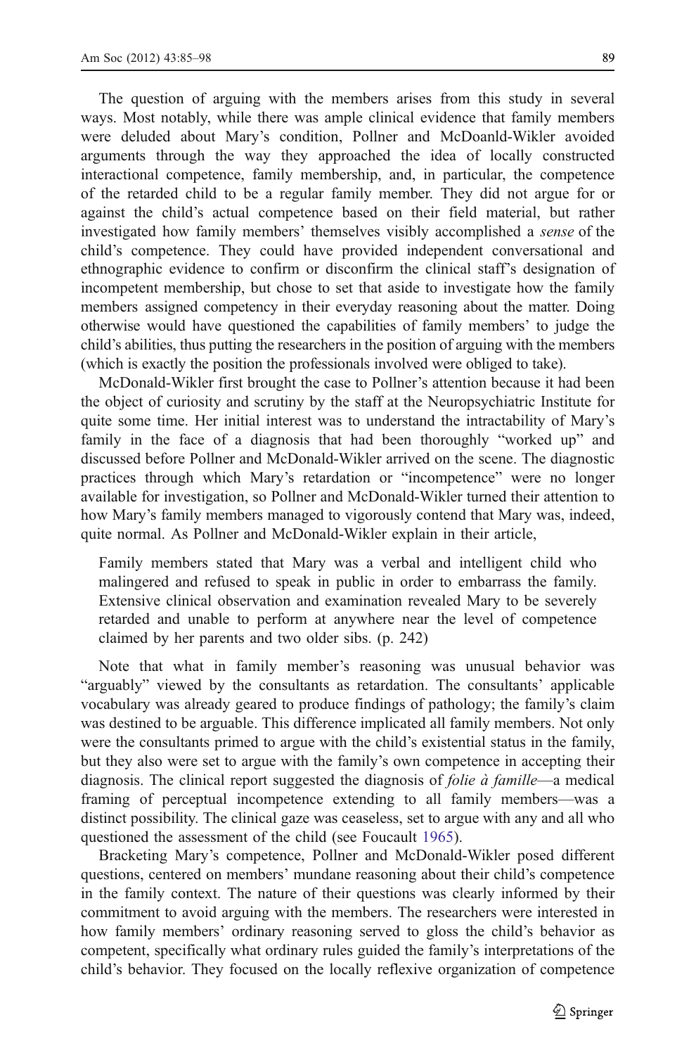The question of arguing with the members arises from this study in several ways. Most notably, while there was ample clinical evidence that family members were deluded about Mary's condition, Pollner and McDoanld-Wikler avoided arguments through the way they approached the idea of locally constructed interactional competence, family membership, and, in particular, the competence of the retarded child to be a regular family member. They did not argue for or against the child's actual competence based on their field material, but rather investigated how family members' themselves visibly accomplished a *sense* of the child's competence. They could have provided independent conversational and ethnographic evidence to confirm or disconfirm the clinical staff's designation of incompetent membership, but chose to set that aside to investigate how the family members assigned competency in their everyday reasoning about the matter. Doing otherwise would have questioned the capabilities of family members' to judge the child's abilities, thus putting the researchers in the position of arguing with the members (which is exactly the position the professionals involved were obliged to take).

McDonald-Wikler first brought the case to Pollner's attention because it had been the object of curiosity and scrutiny by the staff at the Neuropsychiatric Institute for quite some time. Her initial interest was to understand the intractability of Mary's family in the face of a diagnosis that had been thoroughly "worked up" and discussed before Pollner and McDonald-Wikler arrived on the scene. The diagnostic practices through which Mary's retardation or "incompetence" were no longer available for investigation, so Pollner and McDonald-Wikler turned their attention to how Mary's family members managed to vigorously contend that Mary was, indeed, quite normal. As Pollner and McDonald-Wikler explain in their article,

> Family members stated that Mary was a verbal and intelligent child who malingered and refused to speak in public in order to embarrass the family. Extensive clinical observation and examination revealed Mary to be severely retarded and unable to perform at anywhere near the level of competence claimed by her parents and two older sibs. (p. 242)

Note that what in family member's reasoning was unusual behavior was "arguably" viewed by the consultants as retardation. The consultants' applicable vocabulary was already geared to produce findings of pathology; the family's claim was destined to be arguable. This difference implicated all family members. Not only were the consultants primed to argue with the child's existential status in the family, but they also were set to argue with the family's own competence in accepting their diagnosis. The clinical report suggested the diagnosis of *folie à famille*—a medical framing of perceptual incompetence extending to all family members—was a distinct possibility. The clinical gaze was ceaseless, set to argue with any and all who questioned the assessment of the child (see Foucault 1965).

Bracketing Mary's competence, Pollner and McDonald-Wikler posed different questions, centered on members' mundane reasoning about their child's competence in the family context. The nature of their questions was clearly informed by their commitment to avoid arguing with the members. The researchers were interested in how family members' ordinary reasoning served to gloss the child's behavior as competent, specifically what ordinary rules guided the family's interpretations of the child's behavior. They focused on the locally reflexive organization of competence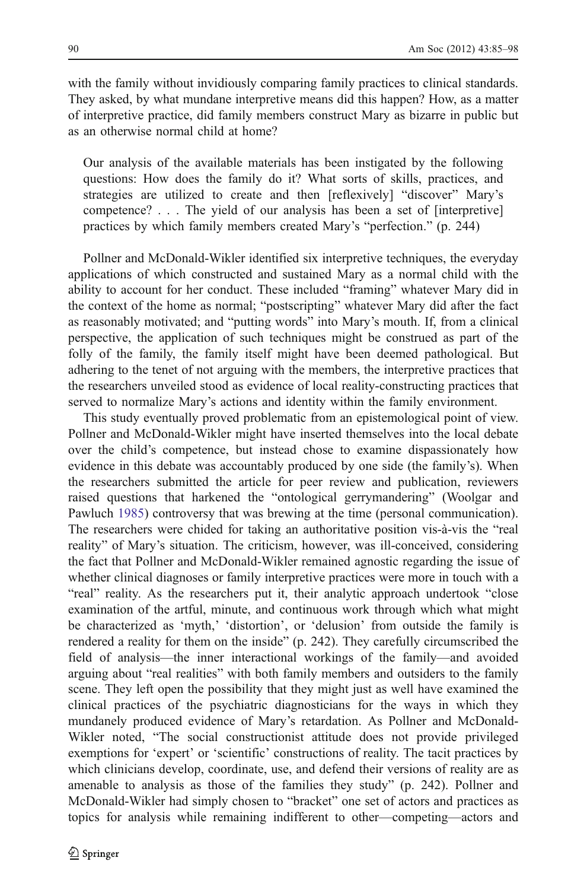with the family without invidiously comparing family practices to clinical standards. They asked, by what mundane interpretive means did this happen? How, as a matter of interpretive practice, did family members construct Mary as bizarre in public but as an otherwise normal child at home?

> Our analysis of the available materials has been instigated by the following questions: How does the family do it? What sorts of skills, practices, and strategies are utilized to create and then [reflexively] "discover" Mary's competence? . . . The yield of our analysis has been a set of [interpretive] practices by which family members created Mary's "perfection." (p. 244)

Pollner and McDonald-Wikler identified six interpretive techniques, the everyday applications of which constructed and sustained Mary as a normal child with the ability to account for her conduct. These included "framing" whatever Mary did in the context of the home as normal; "postscripting" whatever Mary did after the fact as reasonably motivated; and "putting words" into Mary's mouth. If, from a clinical perspective, the application of such techniques might be construed as part of the folly of the family, the family itself might have been deemed pathological. But adhering to the tenet of not arguing with the members, the interpretive practices that the researchers unveiled stood as evidence of local reality-constructing practices that served to normalize Mary's actions and identity within the family environment.

This study eventually proved problematic from an epistemological point of view. Pollner and McDonald-Wikler might have inserted themselves into the local debate over the child's competence, but instead chose to examine dispassionately how evidence in this debate was accountably produced by one side (the family's). When the researchers submitted the article for peer review and publication, reviewers raised questions that harkened the "ontological gerrymandering" (Woolgar and Pawluch 1985) controversy that was brewing at the time (personal communication). The researchers were chided for taking an authoritative position vis-à-vis the "real reality" of Mary's situation. The criticism, however, was ill-conceived, considering the fact that Pollner and McDonald-Wikler remained agnostic regarding the issue of whether clinical diagnoses or family interpretive practices were more in touch with a "real" reality. As the researchers put it, their analytic approach undertook "close examination of the artful, minute, and continuous work through which what might be characterized as 'myth,' 'distortion', or 'delusion' from outside the family is rendered a reality for them on the inside" (p. 242). They carefully circumscribed the field of analysis—the inner interactional workings of the family—and avoided arguing about "real realities" with both family members and outsiders to the family scene. They left open the possibility that they might just as well have examined the clinical practices of the psychiatric diagnosticians for the ways in which they mundanely produced evidence of Mary's retardation. As Pollner and McDonald-Wikler noted, "The social constructionist attitude does not provide privileged exemptions for 'expert' or 'scientific' constructions of reality. The tacit practices by which clinicians develop, coordinate, use, and defend their versions of reality are as amenable to analysis as those of the families they study" (p. 242). Pollner and McDonald-Wikler had simply chosen to "bracket" one set of actors and practices as topics for analysis while remaining indifferent to other—competing—actors and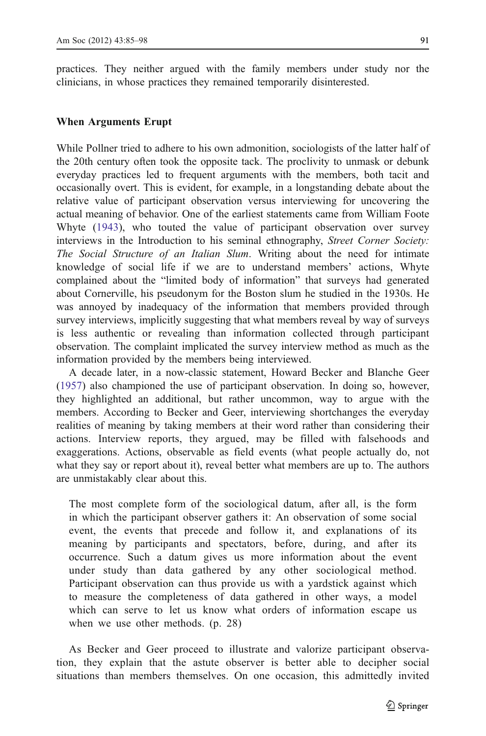practices. They neither argued with the family members under study nor the clinicians, in whose practices they remained temporarily disinterested.

## When Arguments Erupt

While Pollner tried to adhere to his own admonition, sociologists of the latter half of the 20th century often took the opposite tack. The proclivity to unmask or debunk everyday practices led to frequent arguments with the members, both tacit and occasionally overt. This is evident, for example, in a longstanding debate about the relative value of participant observation versus interviewing for uncovering the actual meaning of behavior. One of the earliest statements came from William Foote Whyte (1943), who touted the value of participant observation over survey interviews in the Introduction to his seminal ethnography, *Street Corner Society: The Social Structure of an Italian Slum*. Writing about the need for intimate knowledge of social life if we are to understand members' actions, Whyte complained about the "limited body of information" that surveys had generated about Cornerville, his pseudonym for the Boston slum he studied in the 1930s. He was annoyed by inadequacy of the information that members provided through survey interviews, implicitly suggesting that what members reveal by way of surveys is less authentic or revealing than information collected through participant observation. The complaint implicated the survey interview method as much as the information provided by the members being interviewed.

A decade later, in a now-classic statement, Howard Becker and Blanche Geer (1957) also championed the use of participant observation. In doing so, however, they highlighted an additional, but rather uncommon, way to argue with the members. According to Becker and Geer, interviewing shortchanges the everyday realities of meaning by taking members at their word rather than considering their actions. Interview reports, they argued, may be filled with falsehoods and exaggerations. Actions, observable as field events (what people actually do, not what they say or report about it), reveal better what members are up to. The authors are unmistakably clear about this.

> The most complete form of the sociological datum, after all, is the form in which the participant observer gathers it: An observation of some social event, the events that precede and follow it, and explanations of its meaning by participants and spectators, before, during, and after its occurrence. Such a datum gives us more information about the event under study than data gathered by any other sociological method. Participant observation can thus provide us with a yardstick against which to measure the completeness of data gathered in other ways, a model which can serve to let us know what orders of information escape us when we use other methods. (p. 28)

As Becker and Geer proceed to illustrate and valorize participant observation, they explain that the astute observer is better able to decipher social situations than members themselves. On one occasion, this admittedly invited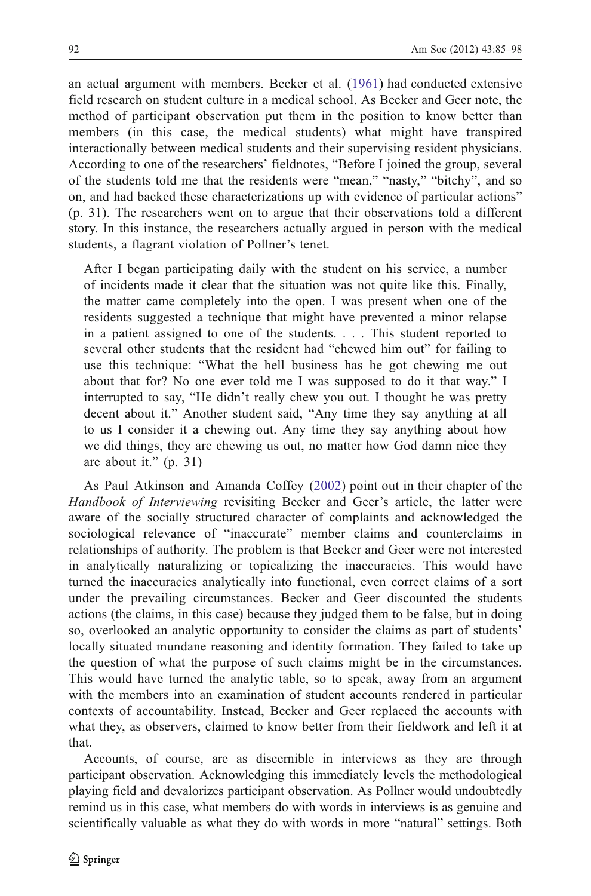an actual argument with members. Becker et al. (1961) had conducted extensive field research on student culture in a medical school. As Becker and Geer note, the method of participant observation put them in the position to know better than members (in this case, the medical students) what might have transpired interactionally between medical students and their supervising resident physicians. According to one of the researchers' fieldnotes, "Before I joined the group, several of the students told me that the residents were "mean," "nasty," "bitchy", and so on, and had backed these characterizations up with evidence of particular actions" (p. 31). The researchers went on to argue that their observations told a different story. In this instance, the researchers actually argued in person with the medical students, a flagrant violation of Pollner's tenet.

> After I began participating daily with the student on his service, a number of incidents made it clear that the situation was not quite like this. Finally, the matter came completely into the open. I was present when one of the residents suggested a technique that might have prevented a minor relapse in a patient assigned to one of the students. . . . This student reported to several other students that the resident had "chewed him out" for failing to use this technique: "What the hell business has he got chewing me out about that for? No one ever told me I was supposed to do it that way." I interrupted to say, "He didn't really chew you out. I thought he was pretty decent about it." Another student said, "Any time they say anything at all to us I consider it a chewing out. Any time they say anything about how we did things, they are chewing us out, no matter how God damn nice they are about it." (p. 31)

As Paul Atkinson and Amanda Coffey (2002) point out in their chapter of the *Handbook of Interviewing* revisiting Becker and Geer's article, the latter were aware of the socially structured character of complaints and acknowledged the sociological relevance of "inaccurate" member claims and counterclaims in relationships of authority. The problem is that Becker and Geer were not interested in analytically naturalizing or topicalizing the inaccuracies. This would have turned the inaccuracies analytically into functional, even correct claims of a sort under the prevailing circumstances. Becker and Geer discounted the students actions (the claims, in this case) because they judged them to be false, but in doing so, overlooked an analytic opportunity to consider the claims as part of students' locally situated mundane reasoning and identity formation. They failed to take up the question of what the purpose of such claims might be in the circumstances. This would have turned the analytic table, so to speak, away from an argument with the members into an examination of student accounts rendered in particular contexts of accountability. Instead, Becker and Geer replaced the accounts with what they, as observers, claimed to know better from their fieldwork and left it at that.

Accounts, of course, are as discernible in interviews as they are through participant observation. Acknowledging this immediately levels the methodological playing field and devalorizes participant observation. As Pollner would undoubtedly remind us in this case, what members do with words in interviews is as genuine and scientifically valuable as what they do with words in more "natural" settings. Both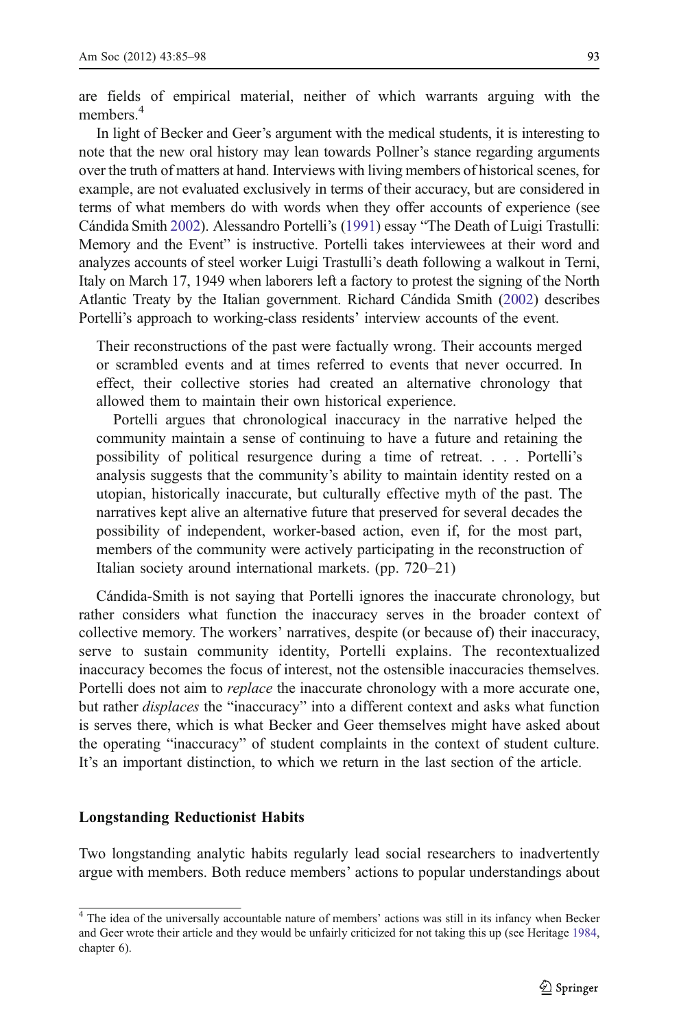are fields of empirical material, neither of which warrants arguing with the members.[4]

In light of Becker and Geer's argument with the medical students, it is interesting to note that the new oral history may lean towards Pollner's stance regarding arguments over the truth of matters at hand. Interviews with living members of historical scenes, for example, are not evaluated exclusively in terms of their accuracy, but are considered in terms of what members do with words when they offer accounts of experience (see Cándida Smith 2002). Alessandro Portelli's (1991) essay "The Death of Luigi Trastulli: Memory and the Event" is instructive. Portelli takes interviewees at their word and analyzes accounts of steel worker Luigi Trastulli's death following a walkout in Terni, Italy on March 17, 1949 when laborers left a factory to protest the signing of the North Atlantic Treaty by the Italian government. Richard Cándida Smith (2002) describes Portelli's approach to working-class residents' interview accounts of the event.

> Their reconstructions of the past were factually wrong. Their accounts merged or scrambled events and at times referred to events that never occurred. In effect, their collective stories had created an alternative chronology that allowed them to maintain their own historical experience.
>
> Portelli argues that chronological inaccuracy in the narrative helped the community maintain a sense of continuing to have a future and retaining the possibility of political resurgence during a time of retreat. . . . Portelli's analysis suggests that the community's ability to maintain identity rested on a utopian, historically inaccurate, but culturally effective myth of the past. The narratives kept alive an alternative future that preserved for several decades the possibility of independent, worker-based action, even if, for the most part, members of the community were actively participating in the reconstruction of Italian society around international markets. (pp. 720–21)

Cándida-Smith is not saying that Portelli ignores the inaccurate chronology, but rather considers what function the inaccuracy serves in the broader context of collective memory. The workers' narratives, despite (or because of) their inaccuracy, serve to sustain community identity, Portelli explains. The recontextualized inaccuracy becomes the focus of interest, not the ostensible inaccuracies themselves. Portelli does not aim to *replace* the inaccurate chronology with a more accurate one, but rather *displaces* the "inaccuracy" into a different context and asks what function is serves there, which is what Becker and Geer themselves might have asked about the operating "inaccuracy" of student complaints in the context of student culture. It's an important distinction, to which we return in the last section of the article.

## Longstanding Reductionist Habits

Two longstanding analytic habits regularly lead social researchers to inadvertently argue with members. Both reduce members' actions to popular understandings about

[4] The idea of the universally accountable nature of members' actions was still in its infancy when Becker and Geer wrote their article and they would be unfairly criticized for not taking this up (see Heritage 1984, chapter 6).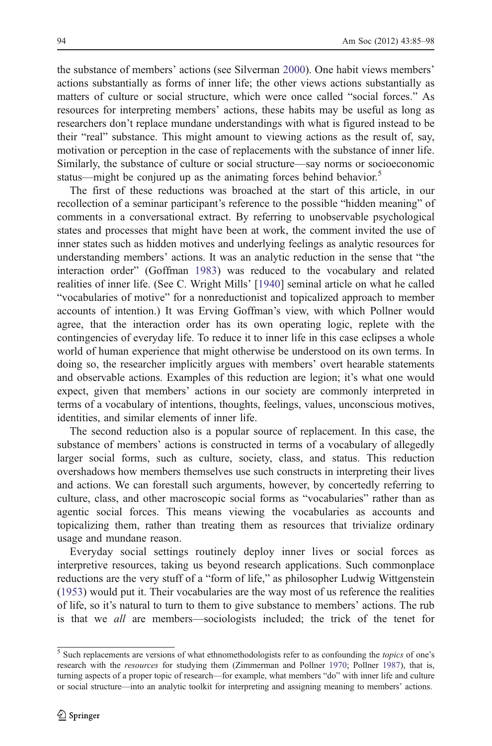the substance of members' actions (see Silverman 2000). One habit views members' actions substantially as forms of inner life; the other views actions substantially as matters of culture or social structure, which were once called "social forces." As resources for interpreting members' actions, these habits may be useful as long as researchers don't replace mundane understandings with what is figured instead to be their "real" substance. This might amount to viewing actions as the result of, say, motivation or perception in the case of replacements with the substance of inner life. Similarly, the substance of culture or social structure—say norms or socioeconomic status—might be conjured up as the animating forces behind behavior.[5]

The first of these reductions was broached at the start of this article, in our recollection of a seminar participant's reference to the possible "hidden meaning" of comments in a conversational extract. By referring to unobservable psychological states and processes that might have been at work, the comment invited the use of inner states such as hidden motives and underlying feelings as analytic resources for understanding members' actions. It was an analytic reduction in the sense that "the interaction order" (Goffman 1983) was reduced to the vocabulary and related realities of inner life. (See C. Wright Mills' [1940] seminal article on what he called "vocabularies of motive" for a nonreductionist and topicalized approach to member accounts of intention.) It was Erving Goffman's view, with which Pollner would agree, that the interaction order has its own operating logic, replete with the contingencies of everyday life. To reduce it to inner life in this case eclipses a whole world of human experience that might otherwise be understood on its own terms. In doing so, the researcher implicitly argues with members' overt hearable statements and observable actions. Examples of this reduction are legion; it's what one would expect, given that members' actions in our society are commonly interpreted in terms of a vocabulary of intentions, thoughts, feelings, values, unconscious motives, identities, and similar elements of inner life.

The second reduction also is a popular source of replacement. In this case, the substance of members' actions is constructed in terms of a vocabulary of allegedly larger social forms, such as culture, society, class, and status. This reduction overshadows how members themselves use such constructs in interpreting their lives and actions. We can forestall such arguments, however, by concertedly referring to culture, class, and other macroscopic social forms as "vocabularies" rather than as agentic social forces. This means viewing the vocabularies as accounts and topicalizing them, rather than treating them as resources that trivialize ordinary usage and mundane reason.

Everyday social settings routinely deploy inner lives or social forces as interpretive resources, taking us beyond research applications. Such commonplace reductions are the very stuff of a "form of life," as philosopher Ludwig Wittgenstein (1953) would put it. Their vocabularies are the way most of us reference the realities of life, so it's natural to turn to them to give substance to members' actions. The rub is that we *all* are members—sociologists included; the trick of the tenet for

[5] Such replacements are versions of what ethnomethodologists refer to as confounding the *topics* of one's research with the *resources* for studying them (Zimmerman and Pollner 1970; Pollner 1987), that is, turning aspects of a proper topic of research—for example, what members "do" with inner life and culture or social structure—into an analytic toolkit for interpreting and assigning meaning to members' actions.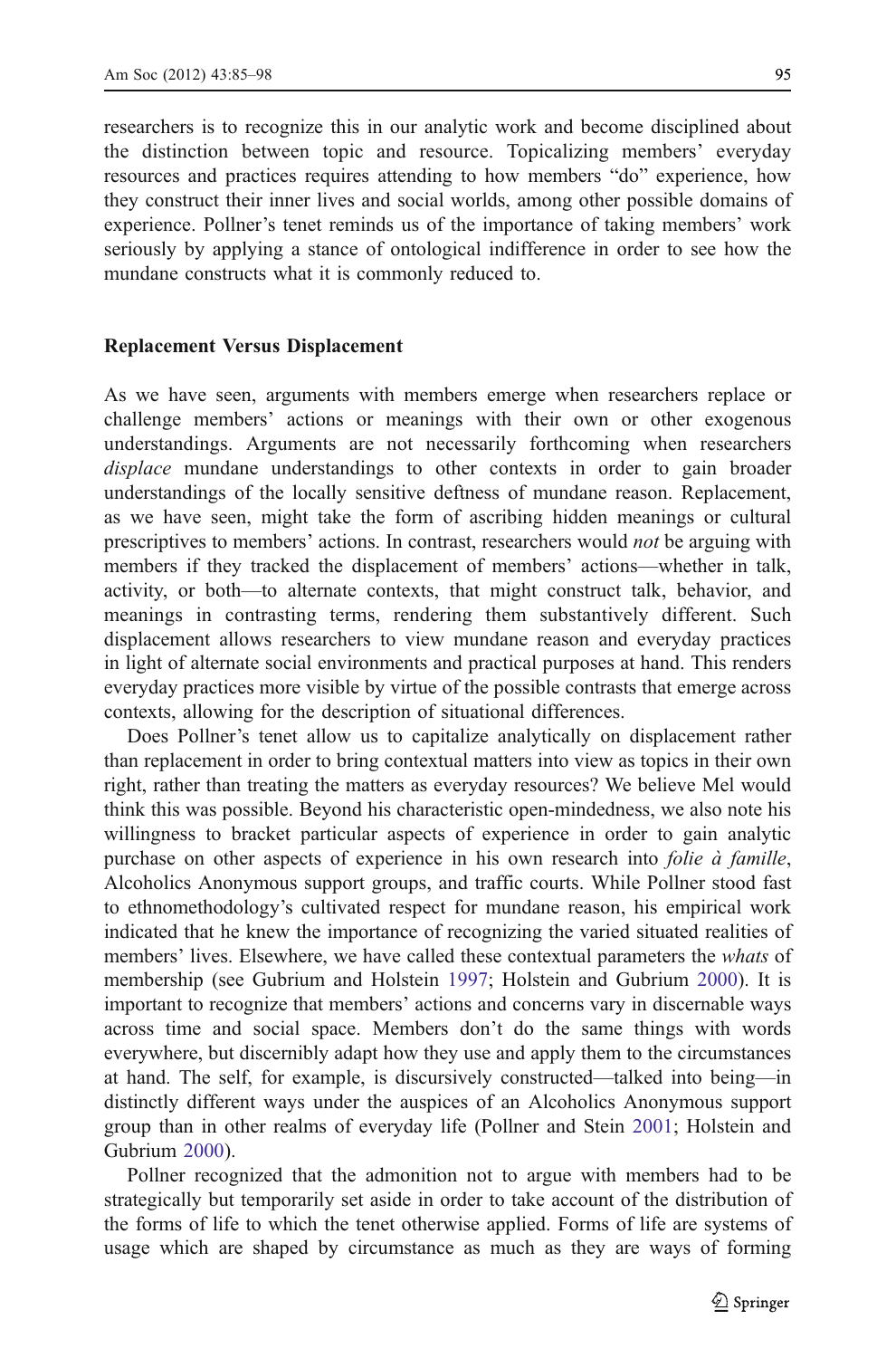researchers is to recognize this in our analytic work and become disciplined about the distinction between topic and resource. Topicalizing members' everyday resources and practices requires attending to how members "do" experience, how they construct their inner lives and social worlds, among other possible domains of experience. Pollner's tenet reminds us of the importance of taking members' work seriously by applying a stance of ontological indifference in order to see how the mundane constructs what it is commonly reduced to.

## Replacement Versus Displacement

As we have seen, arguments with members emerge when researchers replace or challenge members' actions or meanings with their own or other exogenous understandings. Arguments are not necessarily forthcoming when researchers *displace* mundane understandings to other contexts in order to gain broader understandings of the locally sensitive deftness of mundane reason. Replacement, as we have seen, might take the form of ascribing hidden meanings or cultural prescriptives to members' actions. In contrast, researchers would *not* be arguing with members if they tracked the displacement of members' actions—whether in talk, activity, or both—to alternate contexts, that might construct talk, behavior, and meanings in contrasting terms, rendering them substantively different. Such displacement allows researchers to view mundane reason and everyday practices in light of alternate social environments and practical purposes at hand. This renders everyday practices more visible by virtue of the possible contrasts that emerge across contexts, allowing for the description of situational differences.

Does Pollner's tenet allow us to capitalize analytically on displacement rather than replacement in order to bring contextual matters into view as topics in their own right, rather than treating the matters as everyday resources? We believe Mel would think this was possible. Beyond his characteristic open-mindedness, we also note his willingness to bracket particular aspects of experience in order to gain analytic purchase on other aspects of experience in his own research into *folie à famille*, Alcoholics Anonymous support groups, and traffic courts. While Pollner stood fast to ethnomethodology's cultivated respect for mundane reason, his empirical work indicated that he knew the importance of recognizing the varied situated realities of members' lives. Elsewhere, we have called these contextual parameters the *whats* of membership (see Gubrium and Holstein 1997; Holstein and Gubrium 2000). It is important to recognize that members' actions and concerns vary in discernable ways across time and social space. Members don't do the same things with words everywhere, but discernibly adapt how they use and apply them to the circumstances at hand. The self, for example, is discursively constructed—talked into being—in distinctly different ways under the auspices of an Alcoholics Anonymous support group than in other realms of everyday life (Pollner and Stein 2001; Holstein and Gubrium 2000).

Pollner recognized that the admonition not to argue with members had to be strategically but temporarily set aside in order to take account of the distribution of the forms of life to which the tenet otherwise applied. Forms of life are systems of usage which are shaped by circumstance as much as they are ways of forming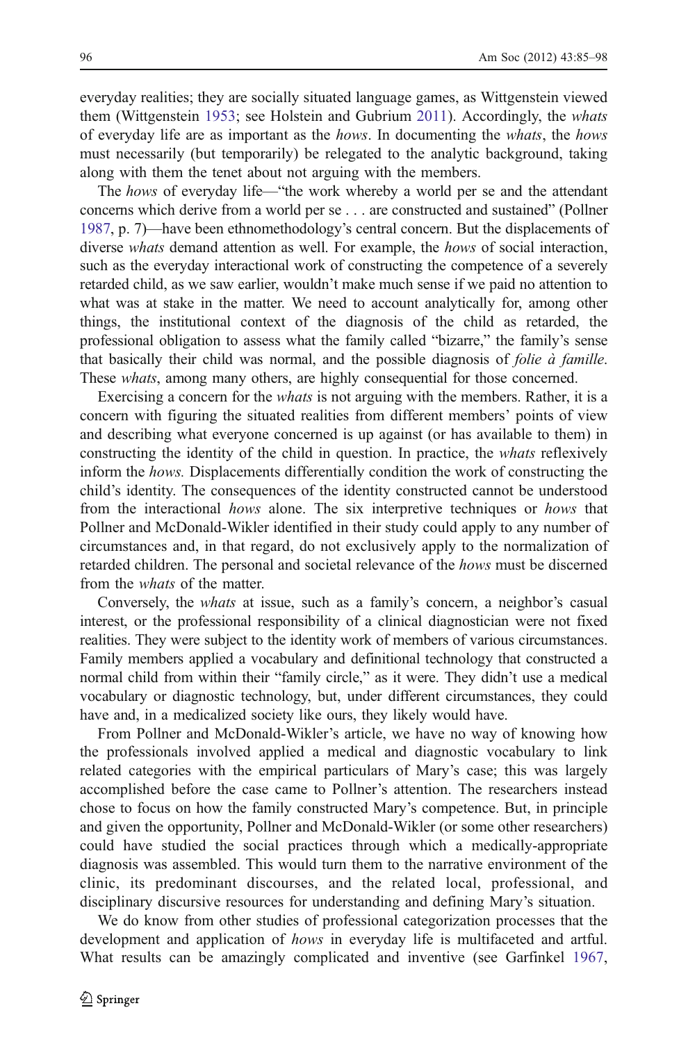everyday realities; they are socially situated language games, as Wittgenstein viewed them (Wittgenstein 1953; see Holstein and Gubrium 2011). Accordingly, the *whats* of everyday life are as important as the *hows*. In documenting the *whats*, the *hows* must necessarily (but temporarily) be relegated to the analytic background, taking along with them the tenet about not arguing with the members.

The *hows* of everyday life—"the work whereby a world per se and the attendant concerns which derive from a world per se . . . are constructed and sustained" (Pollner 1987, p. 7)—have been ethnomethodology's central concern. But the displacements of diverse *whats* demand attention as well. For example, the *hows* of social interaction, such as the everyday interactional work of constructing the competence of a severely retarded child, as we saw earlier, wouldn't make much sense if we paid no attention to what was at stake in the matter. We need to account analytically for, among other things, the institutional context of the diagnosis of the child as retarded, the professional obligation to assess what the family called "bizarre," the family's sense that basically their child was normal, and the possible diagnosis of *folie à famille*. These *whats*, among many others, are highly consequential for those concerned.

Exercising a concern for the *whats* is not arguing with the members. Rather, it is a concern with figuring the situated realities from different members' points of view and describing what everyone concerned is up against (or has available to them) in constructing the identity of the child in question. In practice, the *whats* reflexively inform the *hows.* Displacements differentially condition the work of constructing the child's identity. The consequences of the identity constructed cannot be understood from the interactional *hows* alone. The six interpretive techniques or *hows* that Pollner and McDonald-Wikler identified in their study could apply to any number of circumstances and, in that regard, do not exclusively apply to the normalization of retarded children. The personal and societal relevance of the *hows* must be discerned from the *whats* of the matter.

Conversely, the *whats* at issue, such as a family's concern, a neighbor's casual interest, or the professional responsibility of a clinical diagnostician were not fixed realities. They were subject to the identity work of members of various circumstances. Family members applied a vocabulary and definitional technology that constructed a normal child from within their "family circle," as it were. They didn't use a medical vocabulary or diagnostic technology, but, under different circumstances, they could have and, in a medicalized society like ours, they likely would have.

From Pollner and McDonald-Wikler's article, we have no way of knowing how the professionals involved applied a medical and diagnostic vocabulary to link related categories with the empirical particulars of Mary's case; this was largely accomplished before the case came to Pollner's attention. The researchers instead chose to focus on how the family constructed Mary's competence. But, in principle and given the opportunity, Pollner and McDonald-Wikler (or some other researchers) could have studied the social practices through which a medically-appropriate diagnosis was assembled. This would turn them to the narrative environment of the clinic, its predominant discourses, and the related local, professional, and disciplinary discursive resources for understanding and defining Mary's situation.

We do know from other studies of professional categorization processes that the development and application of *hows* in everyday life is multifaceted and artful. What results can be amazingly complicated and inventive (see Garfinkel 1967,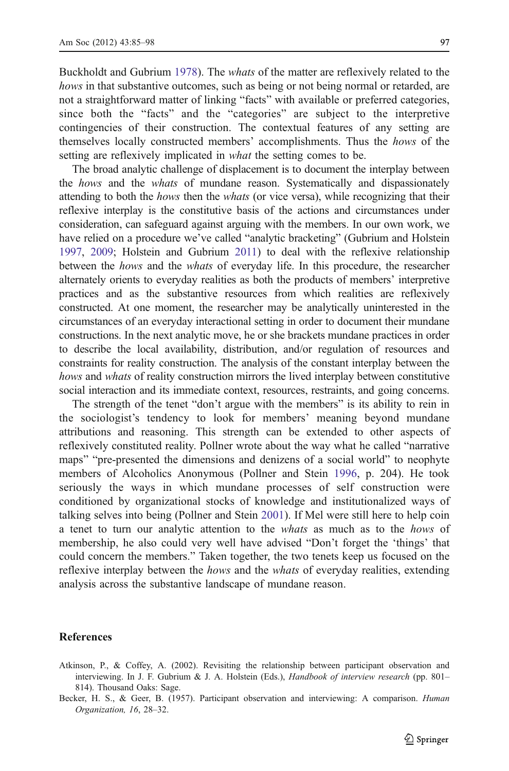Buckholdt and Gubrium 1978). The *whats* of the matter are reflexively related to the *hows* in that substantive outcomes, such as being or not being normal or retarded, are not a straightforward matter of linking "facts" with available or preferred categories, since both the "facts" and the "categories" are subject to the interpretive contingencies of their construction. The contextual features of any setting are themselves locally constructed members' accomplishments. Thus the *hows* of the setting are reflexively implicated in *what* the setting comes to be.

The broad analytic challenge of displacement is to document the interplay between the *hows* and the *whats* of mundane reason. Systematically and dispassionately attending to both the *hows* then the *whats* (or vice versa), while recognizing that their reflexive interplay is the constitutive basis of the actions and circumstances under consideration, can safeguard against arguing with the members. In our own work, we have relied on a procedure we've called "analytic bracketing" (Gubrium and Holstein 1997, 2009; Holstein and Gubrium 2011) to deal with the reflexive relationship between the *hows* and the *whats* of everyday life. In this procedure, the researcher alternately orients to everyday realities as both the products of members' interpretive practices and as the substantive resources from which realities are reflexively constructed. At one moment, the researcher may be analytically uninterested in the circumstances of an everyday interactional setting in order to document their mundane constructions. In the next analytic move, he or she brackets mundane practices in order to describe the local availability, distribution, and/or regulation of resources and constraints for reality construction. The analysis of the constant interplay between the *hows* and *whats* of reality construction mirrors the lived interplay between constitutive social interaction and its immediate context, resources, restraints, and going concerns.

The strength of the tenet "don't argue with the members" is its ability to rein in the sociologist's tendency to look for members' meaning beyond mundane attributions and reasoning. This strength can be extended to other aspects of reflexively constituted reality. Pollner wrote about the way what he called "narrative maps" "pre-presented the dimensions and denizens of a social world" to neophyte members of Alcoholics Anonymous (Pollner and Stein 1996, p. 204). He took seriously the ways in which mundane processes of self construction were conditioned by organizational stocks of knowledge and institutionalized ways of talking selves into being (Pollner and Stein 2001). If Mel were still here to help coin a tenet to turn our analytic attention to the *whats* as much as to the *hows* of membership, he also could very well have advised "Don't forget the 'things' that could concern the members." Taken together, the two tenets keep us focused on the reflexive interplay between the *hows* and the *whats* of everyday realities, extending analysis across the substantive landscape of mundane reason.

## References

Atkinson, P., & Coffey, A. (2002). Revisiting the relationship between participant observation and interviewing. In J. F. Gubrium & J. A. Holstein (Eds.), *Handbook of interview research* (pp. 801–814). Thousand Oaks: Sage.

Becker, H. S., & Geer, B. (1957). Participant observation and interviewing: A comparison. *Human Organization, 16*, 28–32.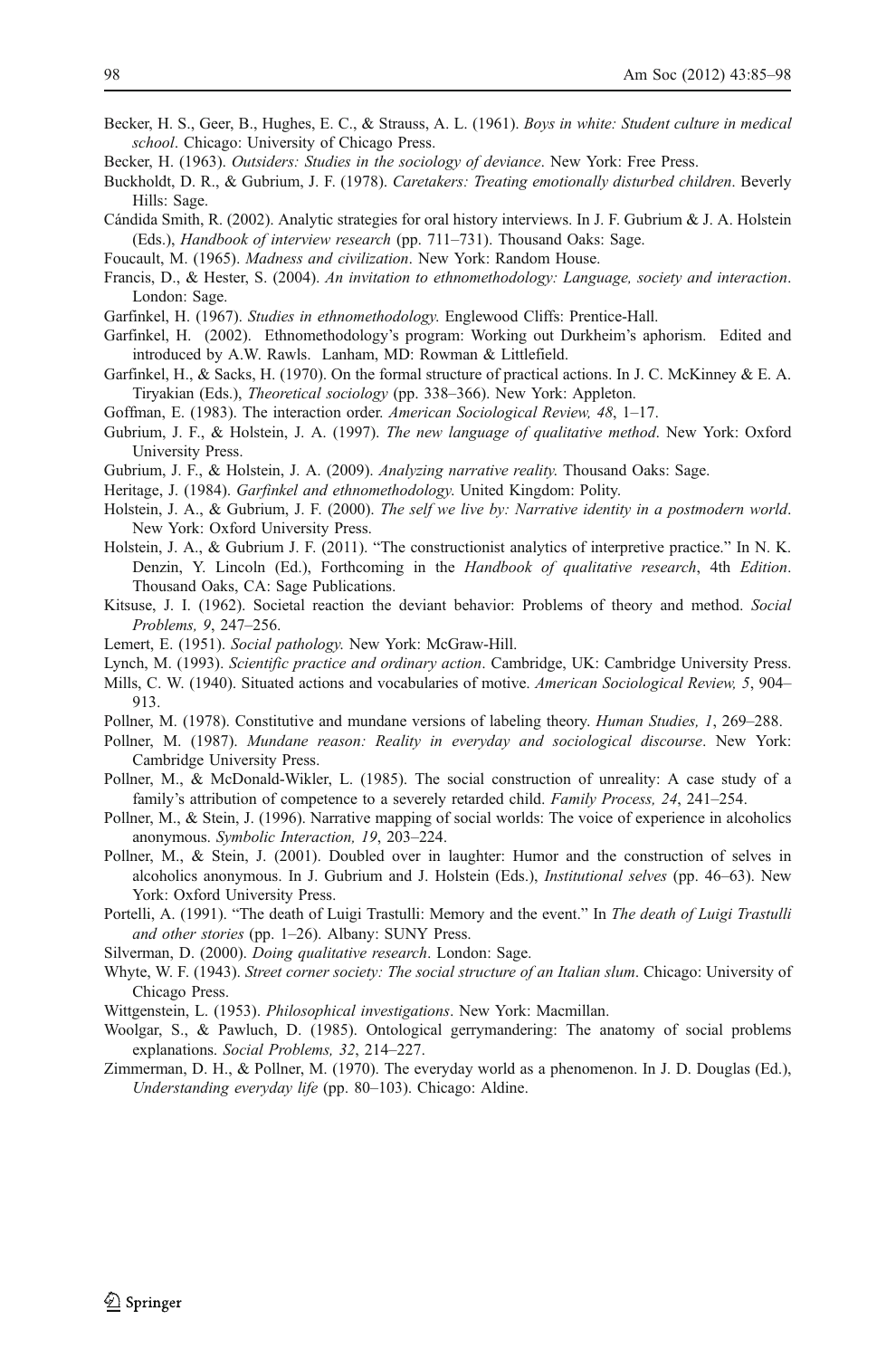Becker, H. S., Geer, B., Hughes, E. C., & Strauss, A. L. (1961). *Boys in white: Student culture in medical school*. Chicago: University of Chicago Press.

Becker, H. (1963). *Outsiders: Studies in the sociology of deviance*. New York: Free Press.

Buckholdt, D. R., & Gubrium, J. F. (1978). *Caretakers: Treating emotionally disturbed children*. Beverly Hills: Sage.

Cándida Smith, R. (2002). Analytic strategies for oral history interviews. In J. F. Gubrium & J. A. Holstein (Eds.), *Handbook of interview research* (pp. 711–731). Thousand Oaks: Sage.

Foucault, M. (1965). *Madness and civilization*. New York: Random House.

Francis, D., & Hester, S. (2004). *An invitation to ethnomethodology: Language, society and interaction*. London: Sage.

Garfinkel, H. (1967). *Studies in ethnomethodology*. Englewood Cliffs: Prentice-Hall.

Garfinkel, H. (2002). Ethnomethodology's program: Working out Durkheim's aphorism. Edited and introduced by A.W. Rawls. Lanham, MD: Rowman & Littlefield.

Garfinkel, H., & Sacks, H. (1970). On the formal structure of practical actions. In J. C. McKinney & E. A. Tiryakian (Eds.), *Theoretical sociology* (pp. 338–366). New York: Appleton.

Goffman, E. (1983). The interaction order. *American Sociological Review, 48*, 1–17.

Gubrium, J. F., & Holstein, J. A. (1997). *The new language of qualitative method*. New York: Oxford University Press.

Gubrium, J. F., & Holstein, J. A. (2009). *Analyzing narrative reality*. Thousand Oaks: Sage.

Heritage, J. (1984). *Garfinkel and ethnomethodology*. United Kingdom: Polity.

Holstein, J. A., & Gubrium, J. F. (2000). *The self we live by: Narrative identity in a postmodern world*. New York: Oxford University Press.

Holstein, J. A., & Gubrium J. F. (2011). "The constructionist analytics of interpretive practice." In N. K. Denzin, Y. Lincoln (Ed.), Forthcoming in the *Handbook of qualitative research*, 4th *Edition*. Thousand Oaks, CA: Sage Publications.

Kitsuse, J. I. (1962). Societal reaction the deviant behavior: Problems of theory and method. *Social Problems, 9*, 247–256.

Lemert, E. (1951). *Social pathology*. New York: McGraw-Hill.

Lynch, M. (1993). *Scientific practice and ordinary action*. Cambridge, UK: Cambridge University Press.

Mills, C. W. (1940). Situated actions and vocabularies of motive. *American Sociological Review, 5*, 904–913.

Pollner, M. (1978). Constitutive and mundane versions of labeling theory. *Human Studies, 1*, 269–288.

Pollner, M. (1987). *Mundane reason: Reality in everyday and sociological discourse*. New York: Cambridge University Press.

Pollner, M., & McDonald-Wikler, L. (1985). The social construction of unreality: A case study of a family's attribution of competence to a severely retarded child. *Family Process, 24*, 241–254.

Pollner, M., & Stein, J. (1996). Narrative mapping of social worlds: The voice of experience in alcoholics anonymous. *Symbolic Interaction, 19*, 203–224.

Pollner, M., & Stein, J. (2001). Doubled over in laughter: Humor and the construction of selves in alcoholics anonymous. In J. Gubrium and J. Holstein (Eds.), *Institutional selves* (pp. 46–63). New York: Oxford University Press.

Portelli, A. (1991). "The death of Luigi Trastulli: Memory and the event." In *The death of Luigi Trastulli and other stories* (pp. 1–26). Albany: SUNY Press.

Silverman, D. (2000). *Doing qualitative research*. London: Sage.

Whyte, W. F. (1943). *Street corner society: The social structure of an Italian slum*. Chicago: University of Chicago Press.

Wittgenstein, L. (1953). *Philosophical investigations*. New York: Macmillan.

Woolgar, S., & Pawluch, D. (1985). Ontological gerrymandering: The anatomy of social problems explanations. *Social Problems, 32*, 214–227.

Zimmerman, D. H., & Pollner, M. (1970). The everyday world as a phenomenon. In J. D. Douglas (Ed.), *Understanding everyday life* (pp. 80–103). Chicago: Aldine.